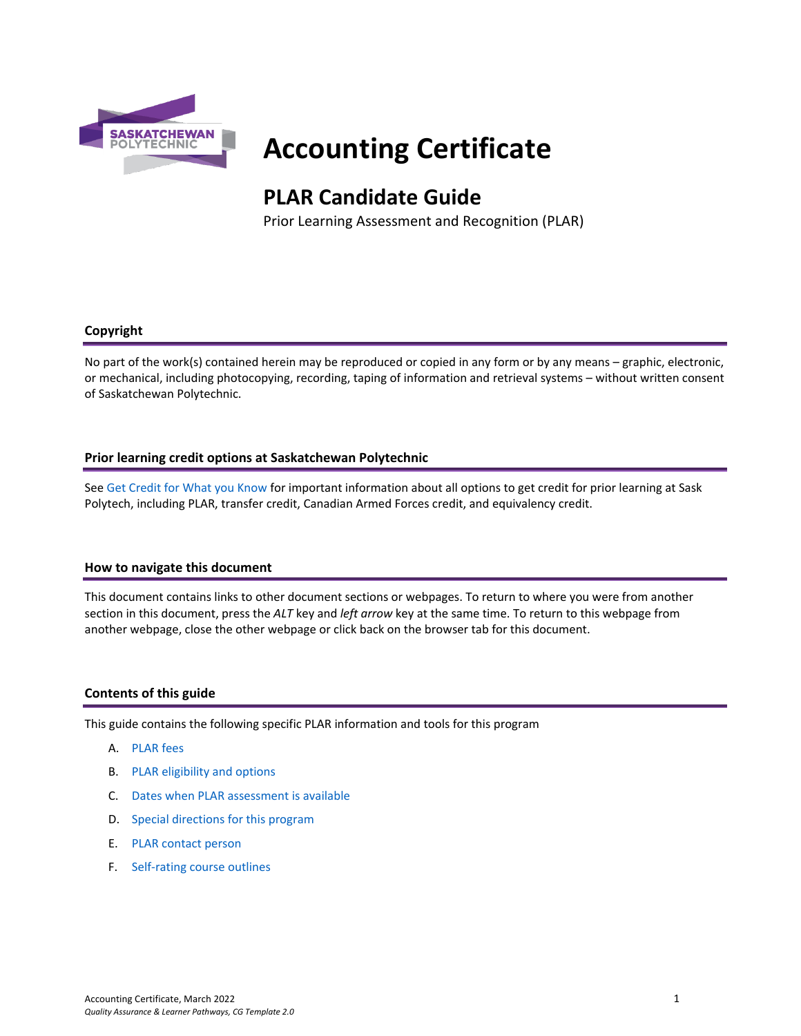# Accounting Certificate

## PLAR Candidate Guide

Prior Learning Assessment and Recognition (PLAR)

### Copyright

No part of the work(s) contained herein may be reproduced or copied in any form or by any means – graphic, electronic, or mechanical, including photocopying, recording, taping of information and retrieval systems – without written consent of Saskatchewan Polytechnic.

### Prior learning credit options at Saskatchewan Polytechnic

See Get Credit for What you Know for important information about all options to get credit for prior learning at Sask Polytech, including PLAR, transfer credit, Canadian Armed Forces credit, and equivalency credit.

### How to navigate this document

This document contains links to other document sections or webpages. To return to where you were from another section in this document, press the *ALT* key and *left arrow* key at the same time. To return to this webpage from another webpage, close the other webpage or click back on the browser tab for this document.

### Contents of this guide

This guide contains the following specific PLAR information and tools for this program

A. PLAR fees
B. PLAR eligibility and options
C. Dates when PLAR assessment is available
D. Special directions for this program
E. PLAR contact person
F. Self-rating course outlines

Accounting Certificate, March 2022
*Quality Assurance & Learner Pathways, CG Template 2.0*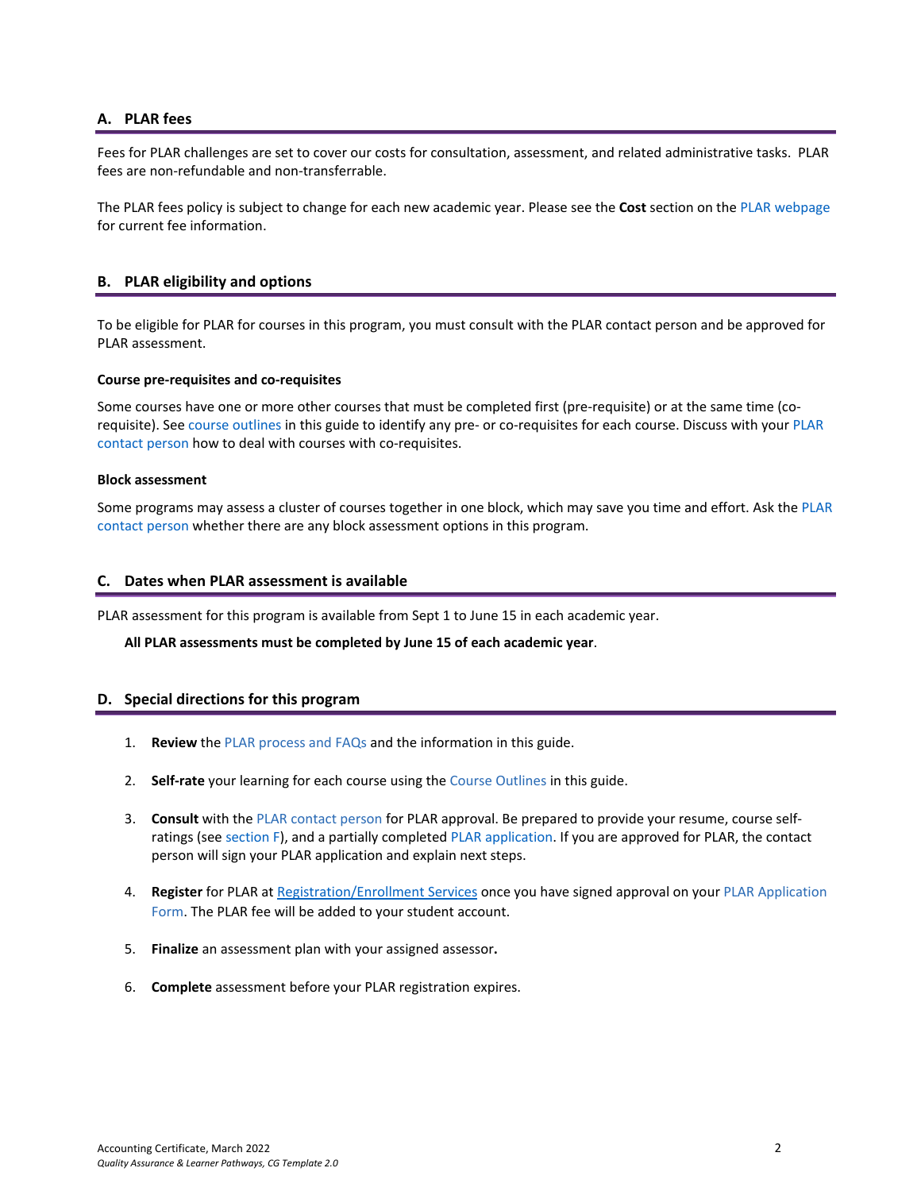## A. PLAR fees

Fees for PLAR challenges are set to cover our costs for consultation, assessment, and related administrative tasks. PLAR fees are non-refundable and non-transferrable.

The PLAR fees policy is subject to change for each new academic year. Please see the **Cost** section on the PLAR webpage for current fee information.

## B. PLAR eligibility and options

To be eligible for PLAR for courses in this program, you must consult with the PLAR contact person and be approved for PLAR assessment.

#### Course pre-requisites and co-requisites

Some courses have one or more other courses that must be completed first (pre-requisite) or at the same time (co-requisite). See course outlines in this guide to identify any pre- or co-requisites for each course. Discuss with your PLAR contact person how to deal with courses with co-requisites.

#### Block assessment

Some programs may assess a cluster of courses together in one block, which may save you time and effort. Ask the PLAR contact person whether there are any block assessment options in this program.

## C. Dates when PLAR assessment is available

PLAR assessment for this program is available from Sept 1 to June 15 in each academic year.

**All PLAR assessments must be completed by June 15 of each academic year**.

## D. Special directions for this program

1. **Review** the PLAR process and FAQs and the information in this guide.
2. **Self-rate** your learning for each course using the Course Outlines in this guide.
3. **Consult** with the PLAR contact person for PLAR approval. Be prepared to provide your resume, course self-ratings (see section F), and a partially completed PLAR application. If you are approved for PLAR, the contact person will sign your PLAR application and explain next steps.
4. **Register** for PLAR at Registration/Enrollment Services once you have signed approval on your PLAR Application Form. The PLAR fee will be added to your student account.
5. **Finalize** an assessment plan with your assigned assessor**.**
6. **Complete** assessment before your PLAR registration expires.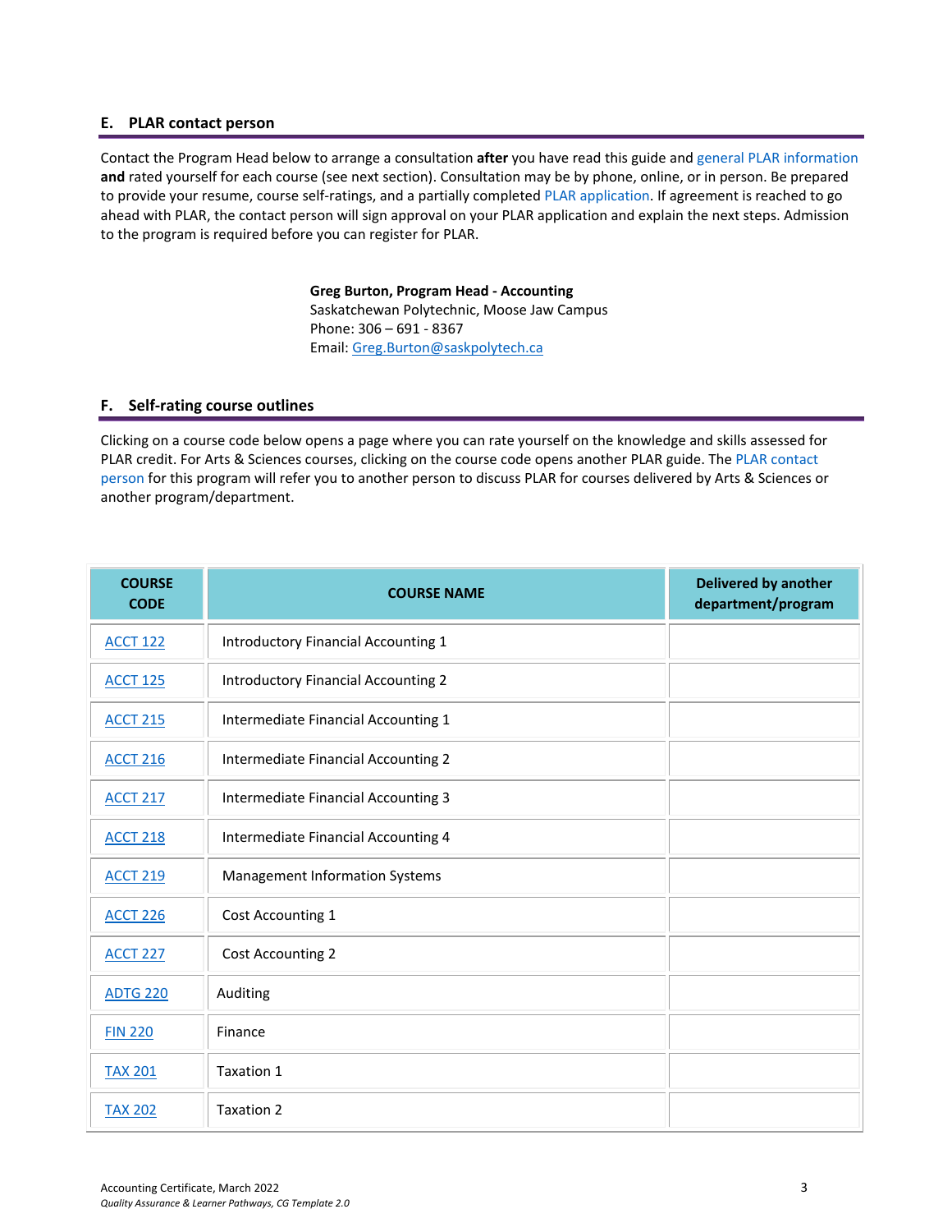## E. PLAR contact person

Contact the Program Head below to arrange a consultation **after** you have read this guide and general PLAR information **and** rated yourself for each course (see next section). Consultation may be by phone, online, or in person. Be prepared to provide your resume, course self-ratings, and a partially completed PLAR application. If agreement is reached to go ahead with PLAR, the contact person will sign approval on your PLAR application and explain the next steps. Admission to the program is required before you can register for PLAR.

**Greg Burton, Program Head - Accounting**
Saskatchewan Polytechnic, Moose Jaw Campus
Phone: 306 – 691 - 8367
Email: Greg.Burton@saskpolytech.ca

## F. Self-rating course outlines

Clicking on a course code below opens a page where you can rate yourself on the knowledge and skills assessed for PLAR credit. For Arts & Sciences courses, clicking on the course code opens another PLAR guide. The PLAR contact person for this program will refer you to another person to discuss PLAR for courses delivered by Arts & Sciences or another program/department.

| COURSE CODE | COURSE NAME | Delivered by another department/program |
|---|---|---|
| ACCT 122 | Introductory Financial Accounting 1 | |
| ACCT 125 | Introductory Financial Accounting 2 | |
| ACCT 215 | Intermediate Financial Accounting 1 | |
| ACCT 216 | Intermediate Financial Accounting 2 | |
| ACCT 217 | Intermediate Financial Accounting 3 | |
| ACCT 218 | Intermediate Financial Accounting 4 | |
| ACCT 219 | Management Information Systems | |
| ACCT 226 | Cost Accounting 1 | |
| ACCT 227 | Cost Accounting 2 | |
| ADTG 220 | Auditing | |
| FIN 220 | Finance | |
| TAX 201 | Taxation 1 | |
| TAX 202 | Taxation 2 | |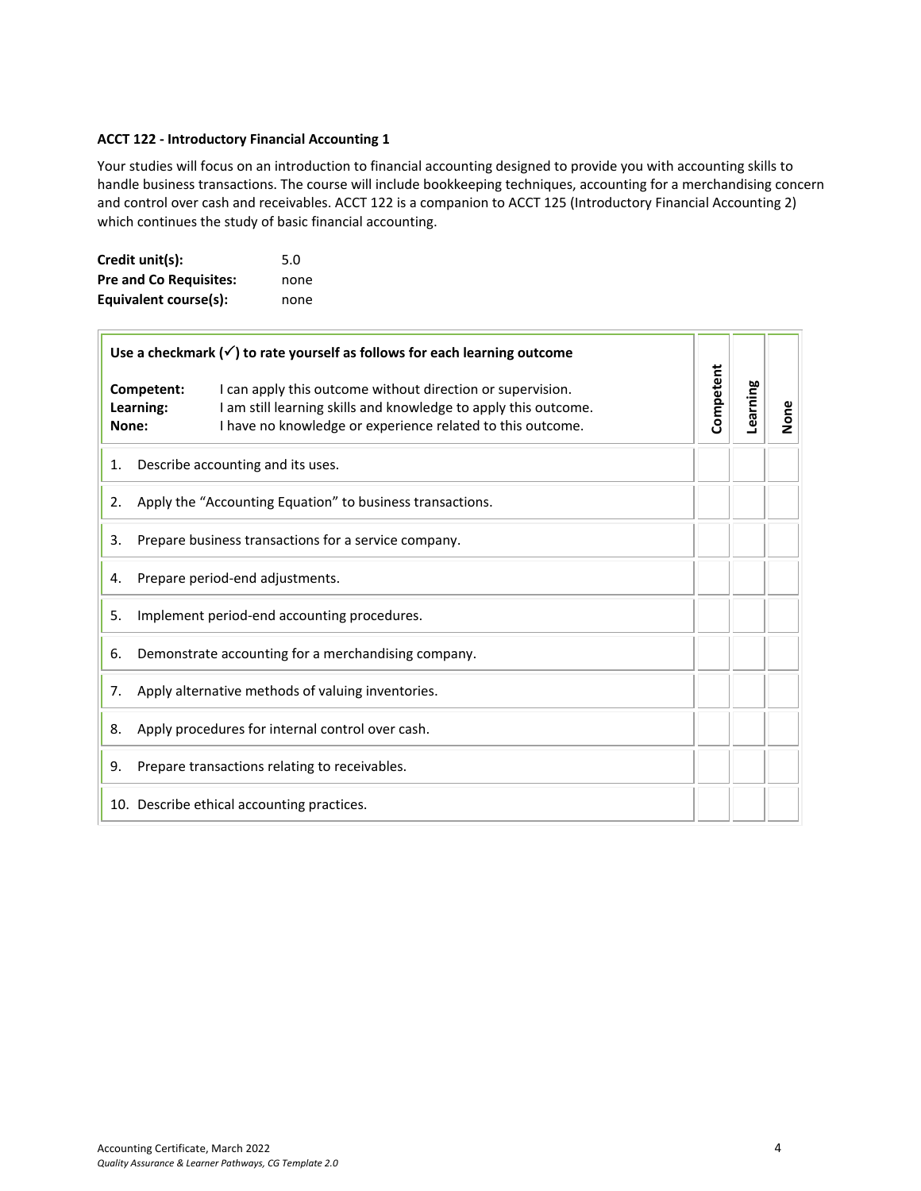**ACCT 122 - Introductory Financial Accounting 1**

Your studies will focus on an introduction to financial accounting designed to provide you with accounting skills to handle business transactions. The course will include bookkeeping techniques, accounting for a merchandising concern and control over cash and receivables. ACCT 122 is a companion to ACCT 125 (Introductory Financial Accounting 2) which continues the study of basic financial accounting.

| | |
|---|---|
| **Credit unit(s):** | 5.0 |
| **Pre and Co Requisites:** | none |
| **Equivalent course(s):** | none |

| **Use a checkmark (✓) to rate yourself as follows for each learning outcome**<br><br>**Competent:** I can apply this outcome without direction or supervision.<br>**Learning:** I am still learning skills and knowledge to apply this outcome.<br>**None:** I have no knowledge or experience related to this outcome. | **Competent** | **Learning** | **None** |
|---|---|---|---|
| 1. Describe accounting and its uses. | | | |
| 2. Apply the "Accounting Equation" to business transactions. | | | |
| 3. Prepare business transactions for a service company. | | | |
| 4. Prepare period-end adjustments. | | | |
| 5. Implement period-end accounting procedures. | | | |
| 6. Demonstrate accounting for a merchandising company. | | | |
| 7. Apply alternative methods of valuing inventories. | | | |
| 8. Apply procedures for internal control over cash. | | | |
| 9. Prepare transactions relating to receivables. | | | |
| 10. Describe ethical accounting practices. | | | |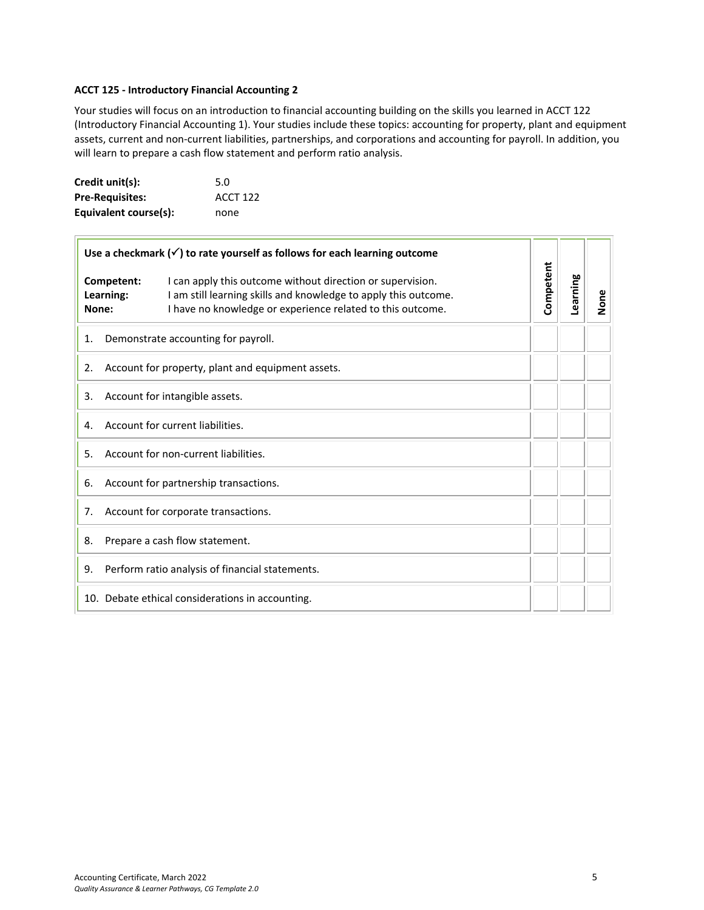**ACCT 125 - Introductory Financial Accounting 2**

Your studies will focus on an introduction to financial accounting building on the skills you learned in ACCT 122 (Introductory Financial Accounting 1). Your studies include these topics: accounting for property, plant and equipment assets, current and non-current liabilities, partnerships, and corporations and accounting for payroll. In addition, you will learn to prepare a cash flow statement and perform ratio analysis.

| | |
|---|---|
| **Credit unit(s):** | 5.0 |
| **Pre-Requisites:** | ACCT 122 |
| **Equivalent course(s):** | none |

| **Use a checkmark (✓) to rate yourself as follows for each learning outcome**<br><br>**Competent:** I can apply this outcome without direction or supervision.<br>**Learning:** I am still learning skills and knowledge to apply this outcome.<br>**None:** I have no knowledge or experience related to this outcome. | **Competent** | **Learning** | **None** |
|---|---|---|---|
| 1. Demonstrate accounting for payroll. | | | |
| 2. Account for property, plant and equipment assets. | | | |
| 3. Account for intangible assets. | | | |
| 4. Account for current liabilities. | | | |
| 5. Account for non-current liabilities. | | | |
| 6. Account for partnership transactions. | | | |
| 7. Account for corporate transactions. | | | |
| 8. Prepare a cash flow statement. | | | |
| 9. Perform ratio analysis of financial statements. | | | |
| 10. Debate ethical considerations in accounting. | | | |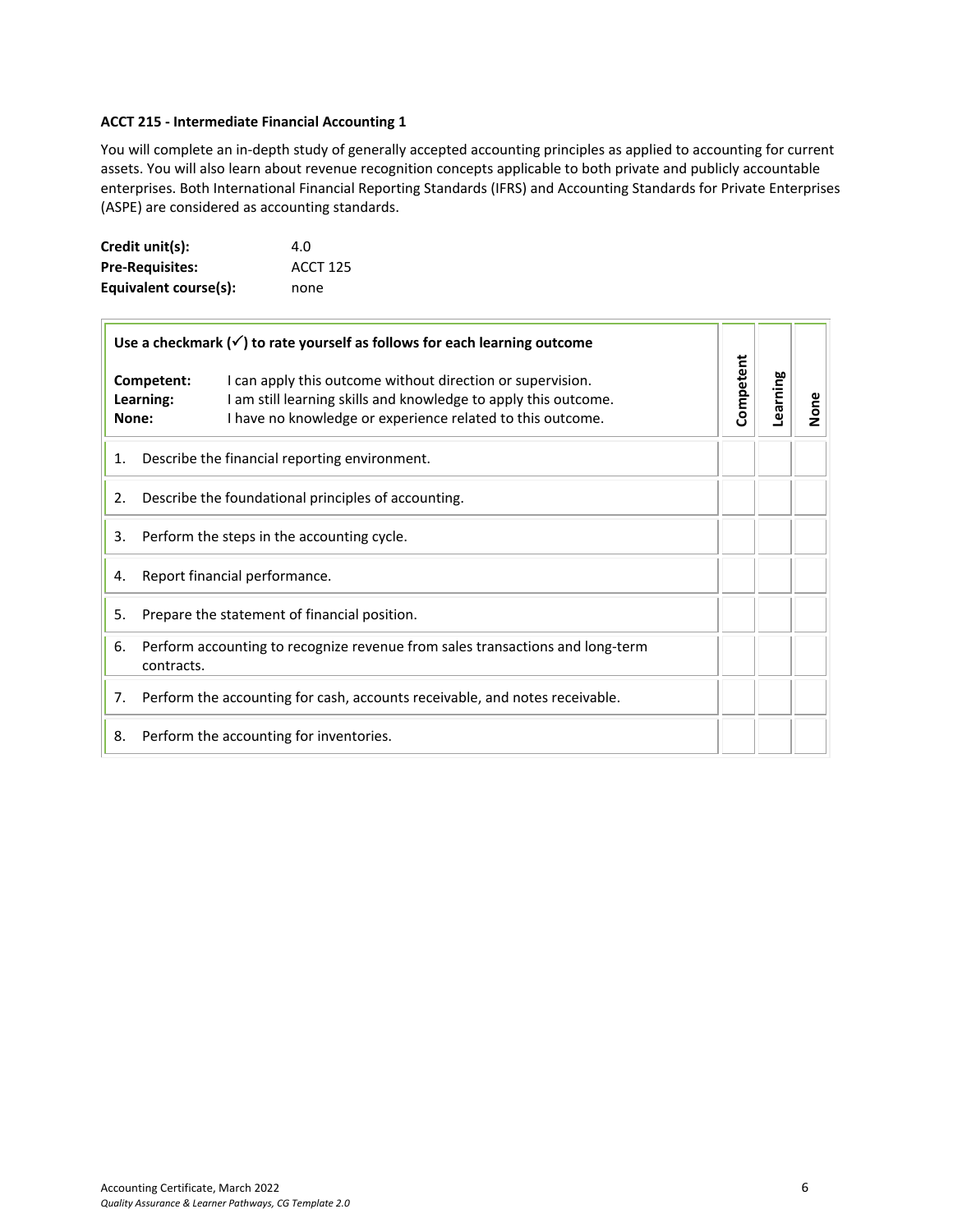**ACCT 215 - Intermediate Financial Accounting 1**

You will complete an in-depth study of generally accepted accounting principles as applied to accounting for current assets. You will also learn about revenue recognition concepts applicable to both private and publicly accountable enterprises. Both International Financial Reporting Standards (IFRS) and Accounting Standards for Private Enterprises (ASPE) are considered as accounting standards.

| | |
|---|---|
| **Credit unit(s):** | 4.0 |
| **Pre-Requisites:** | ACCT 125 |
| **Equivalent course(s):** | none |

| **Use a checkmark (✓) to rate yourself as follows for each learning outcome**<br><br>**Competent:** I can apply this outcome without direction or supervision.<br>**Learning:** I am still learning skills and knowledge to apply this outcome.<br>**None:** I have no knowledge or experience related to this outcome. | **Competent** | **Learning** | **None** |
|---|---|---|---|
| 1. Describe the financial reporting environment. | | | |
| 2. Describe the foundational principles of accounting. | | | |
| 3. Perform the steps in the accounting cycle. | | | |
| 4. Report financial performance. | | | |
| 5. Prepare the statement of financial position. | | | |
| 6. Perform accounting to recognize revenue from sales transactions and long-term contracts. | | | |
| 7. Perform the accounting for cash, accounts receivable, and notes receivable. | | | |
| 8. Perform the accounting for inventories. | | | |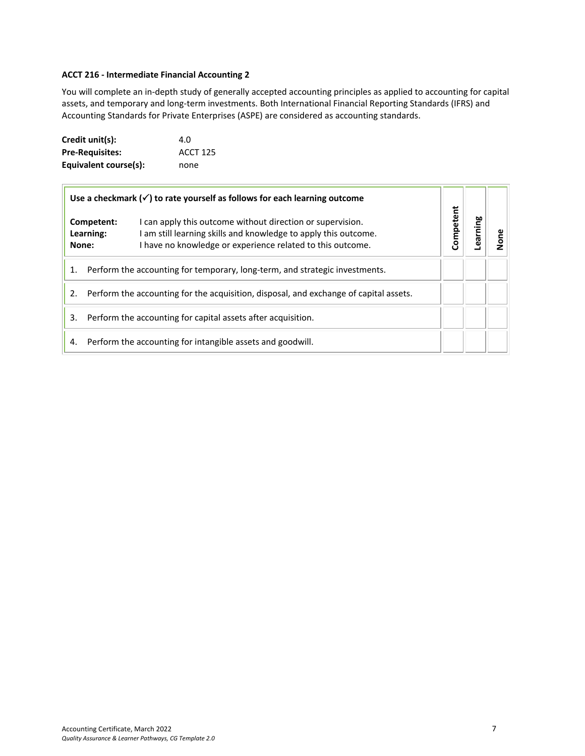**ACCT 216 - Intermediate Financial Accounting 2**

You will complete an in-depth study of generally accepted accounting principles as applied to accounting for capital assets, and temporary and long-term investments. Both International Financial Reporting Standards (IFRS) and Accounting Standards for Private Enterprises (ASPE) are considered as accounting standards.

**Credit unit(s):** 4.0
**Pre-Requisites:** ACCT 125
**Equivalent course(s):** none

| **Use a checkmark (✓) to rate yourself as follows for each learning outcome**<br><br>**Competent:** I can apply this outcome without direction or supervision.<br>**Learning:** I am still learning skills and knowledge to apply this outcome.<br>**None:** I have no knowledge or experience related to this outcome. | Competent | Learning | None |
|---|---|---|---|
| 1. Perform the accounting for temporary, long-term, and strategic investments. | | | |
| 2. Perform the accounting for the acquisition, disposal, and exchange of capital assets. | | | |
| 3. Perform the accounting for capital assets after acquisition. | | | |
| 4. Perform the accounting for intangible assets and goodwill. | | | |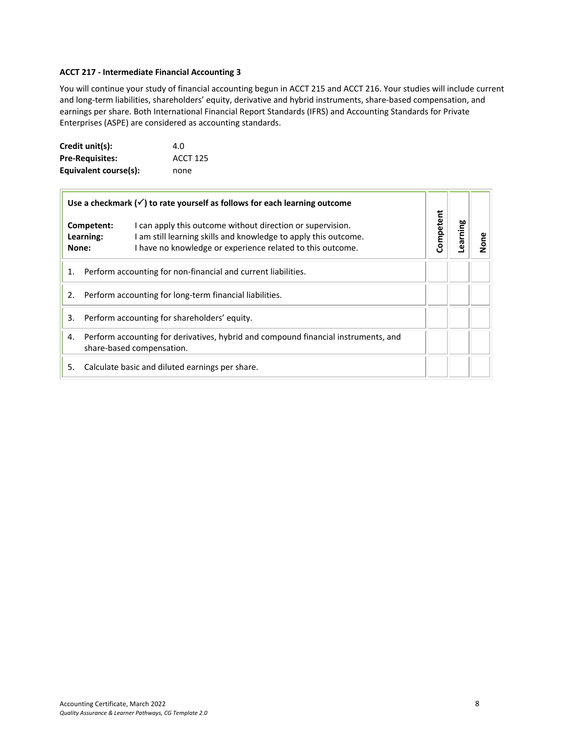**ACCT 217 - Intermediate Financial Accounting 3**

You will continue your study of financial accounting begun in ACCT 215 and ACCT 216. Your studies will include current and long-term liabilities, shareholders' equity, derivative and hybrid instruments, share-based compensation, and earnings per share. Both International Financial Report Standards (IFRS) and Accounting Standards for Private Enterprises (ASPE) are considered as accounting standards.

| | |
|---|---|
| **Credit unit(s):** | 4.0 |
| **Pre-Requisites:** | ACCT 125 |
| **Equivalent course(s):** | none |

| **Use a checkmark (✓) to rate yourself as follows for each learning outcome**<br><br>**Competent:** I can apply this outcome without direction or supervision.<br>**Learning:** I am still learning skills and knowledge to apply this outcome.<br>**None:** I have no knowledge or experience related to this outcome. | **Competent** | **Learning** | **None** |
|---|---|---|---|
| 1. Perform accounting for non-financial and current liabilities. | | | |
| 2. Perform accounting for long-term financial liabilities. | | | |
| 3. Perform accounting for shareholders' equity. | | | |
| 4. Perform accounting for derivatives, hybrid and compound financial instruments, and share-based compensation. | | | |
| 5. Calculate basic and diluted earnings per share. | | | |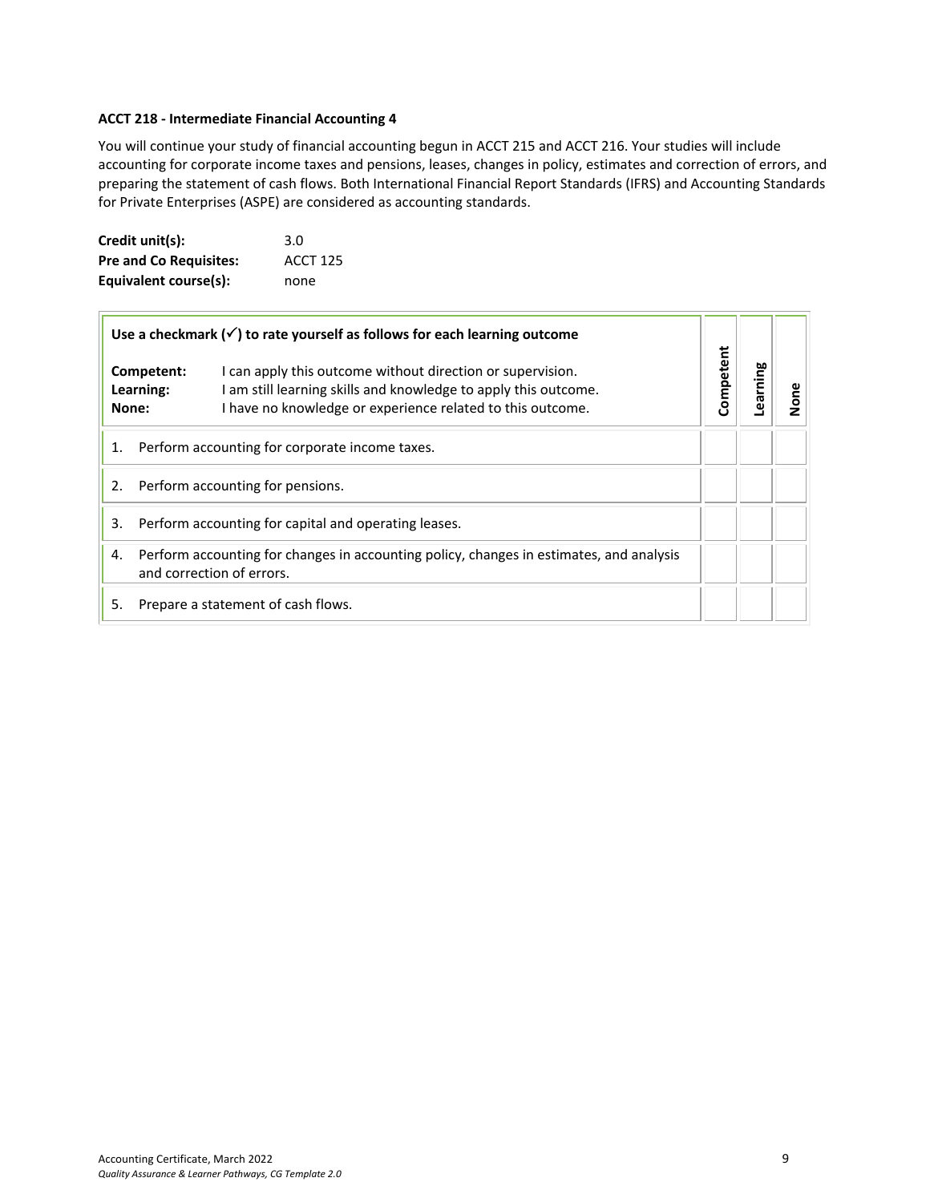**ACCT 218 - Intermediate Financial Accounting 4**

You will continue your study of financial accounting begun in ACCT 215 and ACCT 216. Your studies will include accounting for corporate income taxes and pensions, leases, changes in policy, estimates and correction of errors, and preparing the statement of cash flows. Both International Financial Report Standards (IFRS) and Accounting Standards for Private Enterprises (ASPE) are considered as accounting standards.

| | |
|---|---|
| **Credit unit(s):** | 3.0 |
| **Pre and Co Requisites:** | ACCT 125 |
| **Equivalent course(s):** | none |

| **Use a checkmark (✓) to rate yourself as follows for each learning outcome**<br><br>**Competent:** I can apply this outcome without direction or supervision.<br>**Learning:** I am still learning skills and knowledge to apply this outcome.<br>**None:** I have no knowledge or experience related to this outcome. | **Competent** | **Learning** | **None** |
|---|---|---|---|
| 1. Perform accounting for corporate income taxes. | | | |
| 2. Perform accounting for pensions. | | | |
| 3. Perform accounting for capital and operating leases. | | | |
| 4. Perform accounting for changes in accounting policy, changes in estimates, and analysis and correction of errors. | | | |
| 5. Prepare a statement of cash flows. | | | |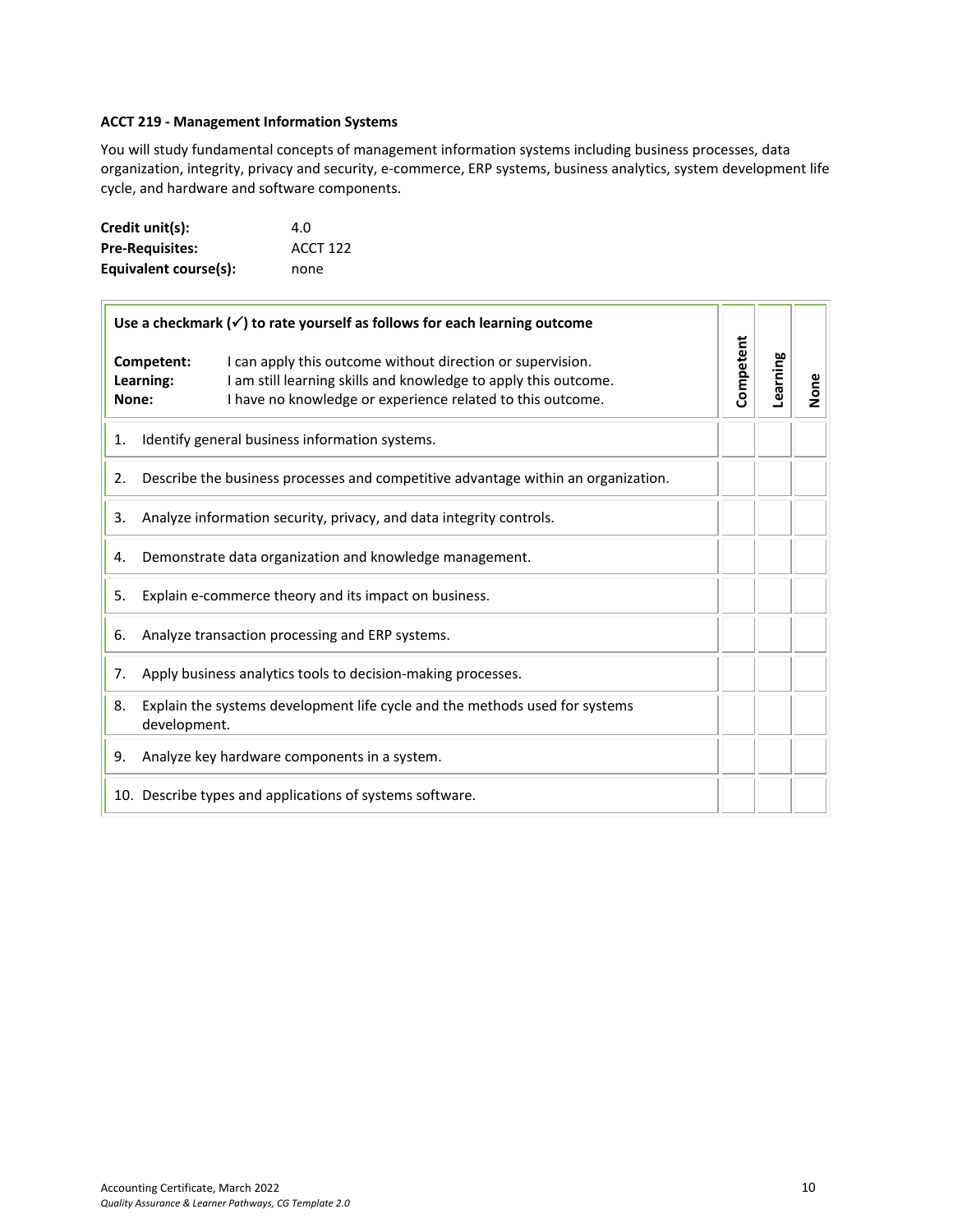**ACCT 219 - Management Information Systems**

You will study fundamental concepts of management information systems including business processes, data organization, integrity, privacy and security, e-commerce, ERP systems, business analytics, system development life cycle, and hardware and software components.

**Credit unit(s):** 4.0
**Pre-Requisites:** ACCT 122
**Equivalent course(s):** none

| **Use a checkmark (✓) to rate yourself as follows for each learning outcome**<br><br>**Competent:** I can apply this outcome without direction or supervision.<br>**Learning:** I am still learning skills and knowledge to apply this outcome.<br>**None:** I have no knowledge or experience related to this outcome. | **Competent** | **Learning** | **None** |
|---|---|---|---|
| 1. Identify general business information systems. | | | |
| 2. Describe the business processes and competitive advantage within an organization. | | | |
| 3. Analyze information security, privacy, and data integrity controls. | | | |
| 4. Demonstrate data organization and knowledge management. | | | |
| 5. Explain e-commerce theory and its impact on business. | | | |
| 6. Analyze transaction processing and ERP systems. | | | |
| 7. Apply business analytics tools to decision-making processes. | | | |
| 8. Explain the systems development life cycle and the methods used for systems development. | | | |
| 9. Analyze key hardware components in a system. | | | |
| 10. Describe types and applications of systems software. | | | |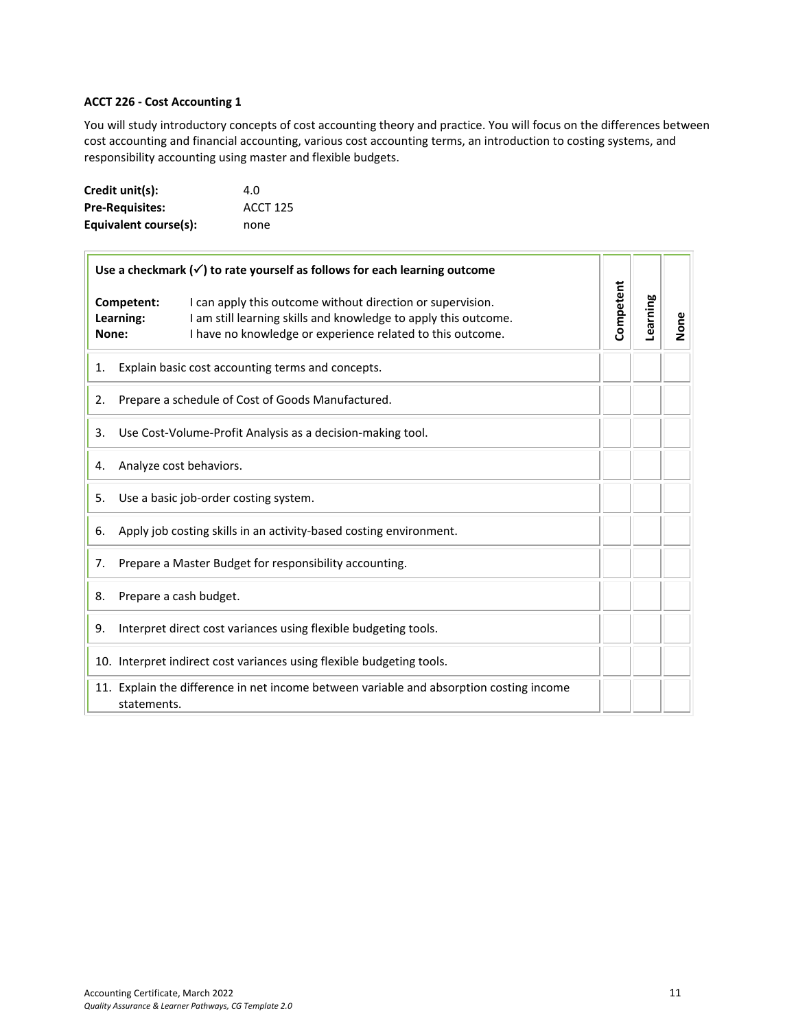### ACCT 226 - Cost Accounting 1

You will study introductory concepts of cost accounting theory and practice. You will focus on the differences between cost accounting and financial accounting, various cost accounting terms, an introduction to costing systems, and responsibility accounting using master and flexible budgets.

**Credit unit(s):** 4.0
**Pre-Requisites:** ACCT 125
**Equivalent course(s):** none

| **Use a checkmark (✓) to rate yourself as follows for each learning outcome**<br><br>**Competent:** I can apply this outcome without direction or supervision.<br>**Learning:** I am still learning skills and knowledge to apply this outcome.<br>**None:** I have no knowledge or experience related to this outcome. | **Competent** | **Learning** | **None** |
|---|---|---|---|
| 1. Explain basic cost accounting terms and concepts. | | | |
| 2. Prepare a schedule of Cost of Goods Manufactured. | | | |
| 3. Use Cost-Volume-Profit Analysis as a decision-making tool. | | | |
| 4. Analyze cost behaviors. | | | |
| 5. Use a basic job-order costing system. | | | |
| 6. Apply job costing skills in an activity-based costing environment. | | | |
| 7. Prepare a Master Budget for responsibility accounting. | | | |
| 8. Prepare a cash budget. | | | |
| 9. Interpret direct cost variances using flexible budgeting tools. | | | |
| 10. Interpret indirect cost variances using flexible budgeting tools. | | | |
| 11. Explain the difference in net income between variable and absorption costing income statements. | | | |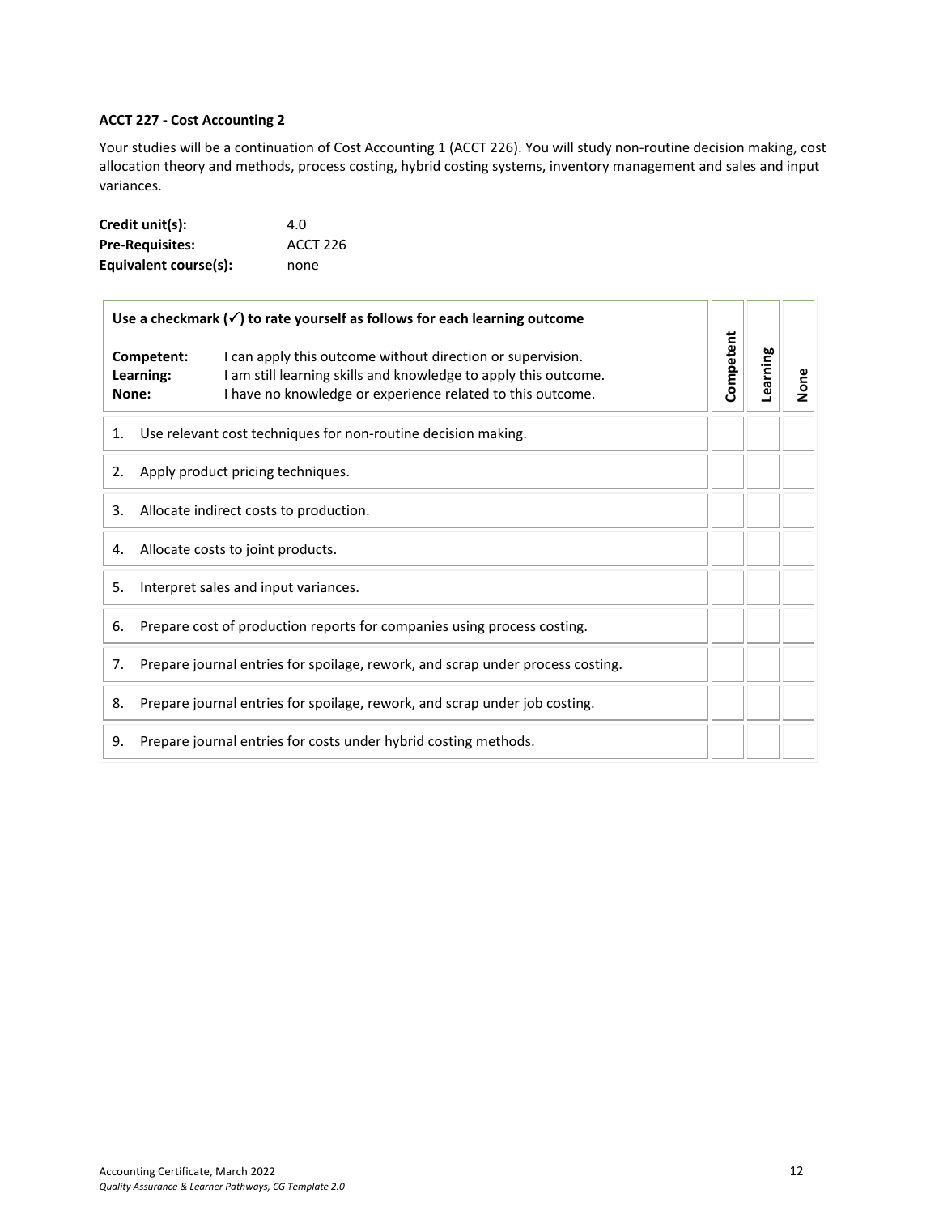**ACCT 227 - Cost Accounting 2**

Your studies will be a continuation of Cost Accounting 1 (ACCT 226). You will study non-routine decision making, cost allocation theory and methods, process costing, hybrid costing systems, inventory management and sales and input variances.

| | |
|---|---|
| **Credit unit(s):** | 4.0 |
| **Pre-Requisites:** | ACCT 226 |
| **Equivalent course(s):** | none |

| **Use a checkmark (✓) to rate yourself as follows for each learning outcome**<br><br>**Competent:** I can apply this outcome without direction or supervision.<br>**Learning:** I am still learning skills and knowledge to apply this outcome.<br>**None:** I have no knowledge or experience related to this outcome. | **Competent** | **Learning** | **None** |
|---|---|---|---|
| 1. Use relevant cost techniques for non-routine decision making. | | | |
| 2. Apply product pricing techniques. | | | |
| 3. Allocate indirect costs to production. | | | |
| 4. Allocate costs to joint products. | | | |
| 5. Interpret sales and input variances. | | | |
| 6. Prepare cost of production reports for companies using process costing. | | | |
| 7. Prepare journal entries for spoilage, rework, and scrap under process costing. | | | |
| 8. Prepare journal entries for spoilage, rework, and scrap under job costing. | | | |
| 9. Prepare journal entries for costs under hybrid costing methods. | | | |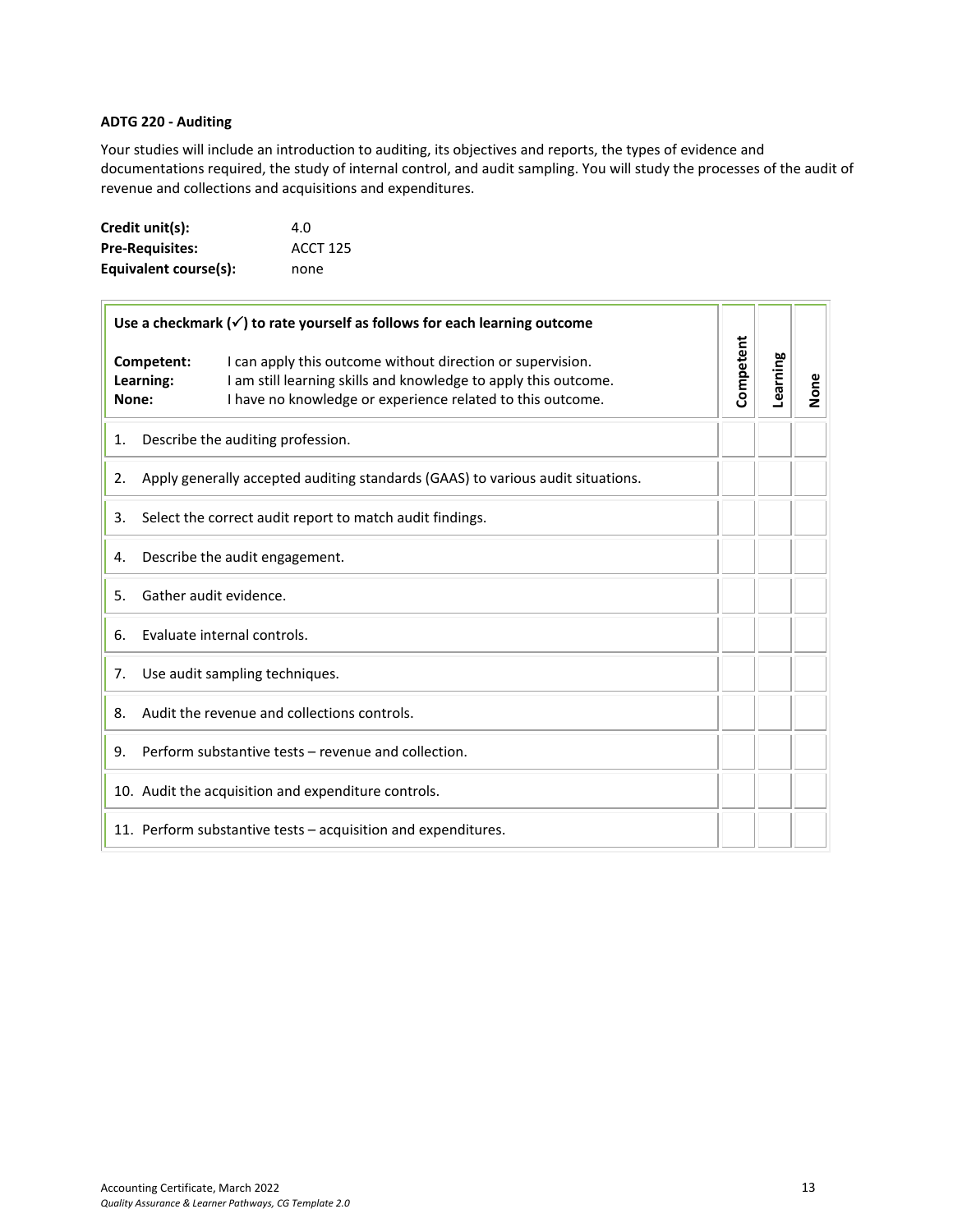**ADTG 220 - Auditing**

Your studies will include an introduction to auditing, its objectives and reports, the types of evidence and documentations required, the study of internal control, and audit sampling. You will study the processes of the audit of revenue and collections and acquisitions and expenditures.

**Credit unit(s):** 4.0
**Pre-Requisites:** ACCT 125
**Equivalent course(s):** none

| **Use a checkmark (✓) to rate yourself as follows for each learning outcome**<br><br>**Competent:** I can apply this outcome without direction or supervision.<br>**Learning:** I am still learning skills and knowledge to apply this outcome.<br>**None:** I have no knowledge or experience related to this outcome. | **Competent** | **Learning** | **None** |
|---|---|---|---|
| 1. Describe the auditing profession. | | | |
| 2. Apply generally accepted auditing standards (GAAS) to various audit situations. | | | |
| 3. Select the correct audit report to match audit findings. | | | |
| 4. Describe the audit engagement. | | | |
| 5. Gather audit evidence. | | | |
| 6. Evaluate internal controls. | | | |
| 7. Use audit sampling techniques. | | | |
| 8. Audit the revenue and collections controls. | | | |
| 9. Perform substantive tests – revenue and collection. | | | |
| 10. Audit the acquisition and expenditure controls. | | | |
| 11. Perform substantive tests – acquisition and expenditures. | | | |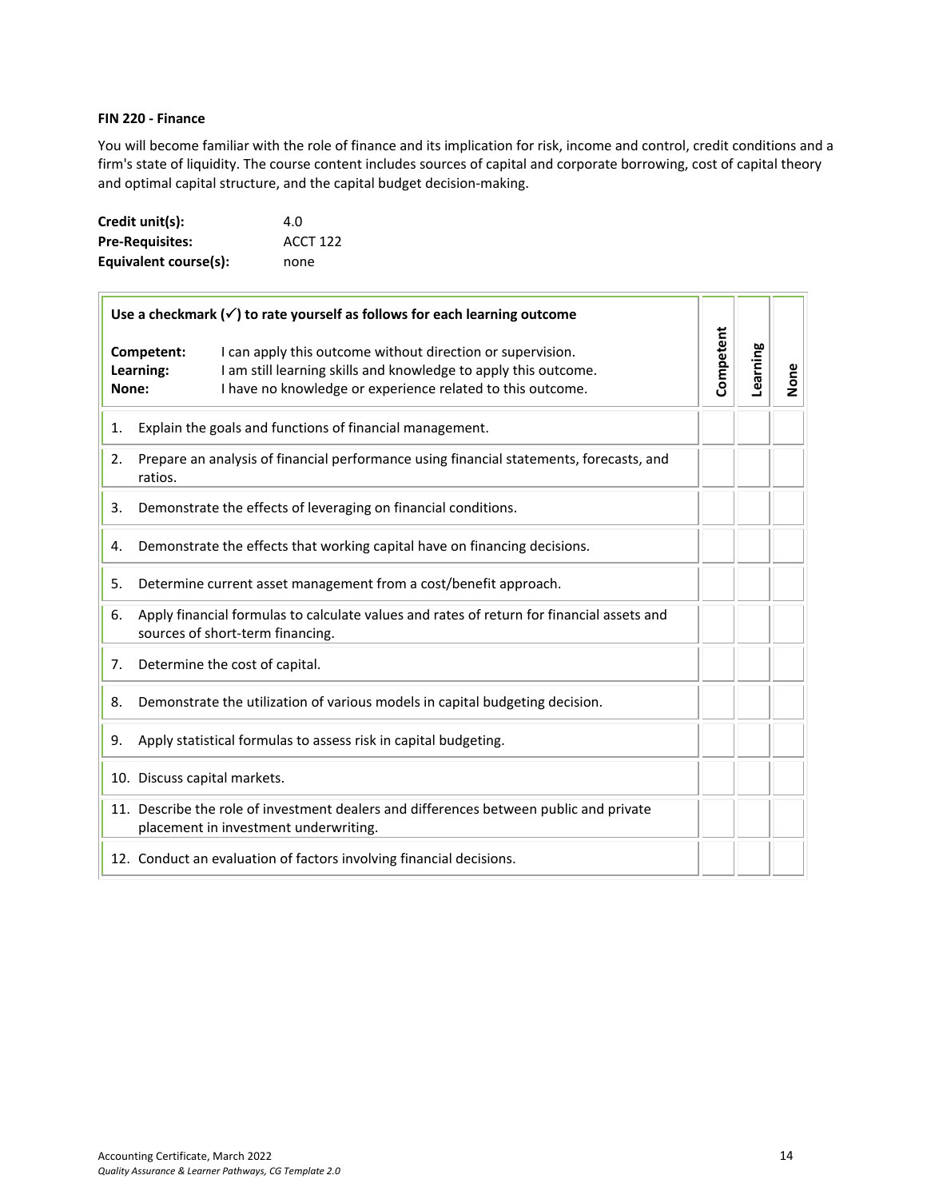**FIN 220 - Finance**

You will become familiar with the role of finance and its implication for risk, income and control, credit conditions and a firm's state of liquidity. The course content includes sources of capital and corporate borrowing, cost of capital theory and optimal capital structure, and the capital budget decision-making.

**Credit unit(s):** 4.0
**Pre-Requisites:** ACCT 122
**Equivalent course(s):** none

| **Use a checkmark (✓) to rate yourself as follows for each learning outcome**<br><br>**Competent:** I can apply this outcome without direction or supervision.<br>**Learning:** I am still learning skills and knowledge to apply this outcome.<br>**None:** I have no knowledge or experience related to this outcome. | **Competent** | **Learning** | **None** |
|---|---|---|---|
| 1. Explain the goals and functions of financial management. | | | |
| 2. Prepare an analysis of financial performance using financial statements, forecasts, and ratios. | | | |
| 3. Demonstrate the effects of leveraging on financial conditions. | | | |
| 4. Demonstrate the effects that working capital have on financing decisions. | | | |
| 5. Determine current asset management from a cost/benefit approach. | | | |
| 6. Apply financial formulas to calculate values and rates of return for financial assets and sources of short-term financing. | | | |
| 7. Determine the cost of capital. | | | |
| 8. Demonstrate the utilization of various models in capital budgeting decision. | | | |
| 9. Apply statistical formulas to assess risk in capital budgeting. | | | |
| 10. Discuss capital markets. | | | |
| 11. Describe the role of investment dealers and differences between public and private placement in investment underwriting. | | | |
| 12. Conduct an evaluation of factors involving financial decisions. | | | |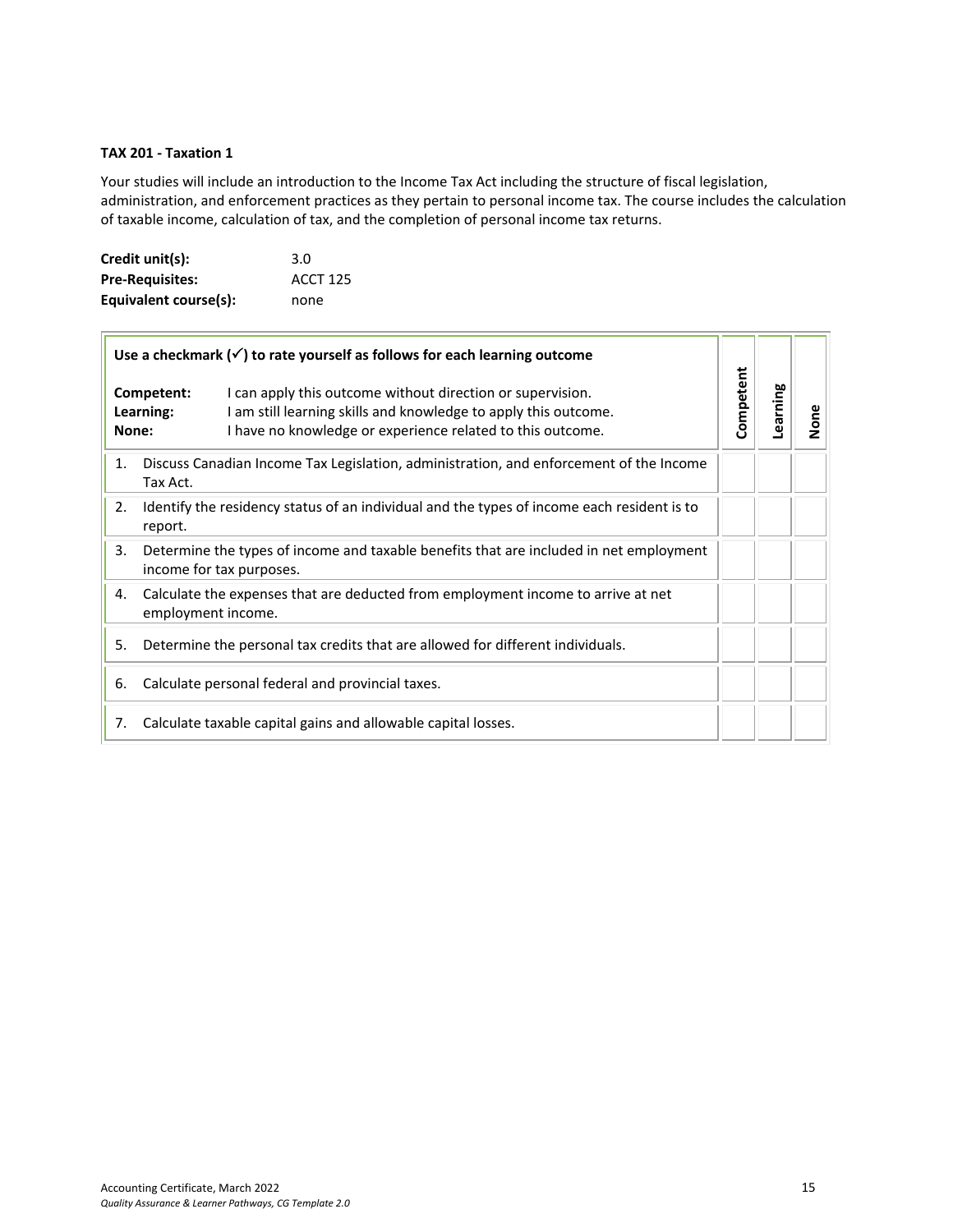**TAX 201 - Taxation 1**

Your studies will include an introduction to the Income Tax Act including the structure of fiscal legislation, administration, and enforcement practices as they pertain to personal income tax. The course includes the calculation of taxable income, calculation of tax, and the completion of personal income tax returns.

| | |
|---|---|
| **Credit unit(s):** | 3.0 |
| **Pre-Requisites:** | ACCT 125 |
| **Equivalent course(s):** | none |

| **Use a checkmark (✓) to rate yourself as follows for each learning outcome**<br>**Competent:** I can apply this outcome without direction or supervision.<br>**Learning:** I am still learning skills and knowledge to apply this outcome.<br>**None:** I have no knowledge or experience related to this outcome. | **Competent** | **Learning** | **None** |
|---|---|---|---|
| 1. Discuss Canadian Income Tax Legislation, administration, and enforcement of the Income Tax Act. | | | |
| 2. Identify the residency status of an individual and the types of income each resident is to report. | | | |
| 3. Determine the types of income and taxable benefits that are included in net employment income for tax purposes. | | | |
| 4. Calculate the expenses that are deducted from employment income to arrive at net employment income. | | | |
| 5. Determine the personal tax credits that are allowed for different individuals. | | | |
| 6. Calculate personal federal and provincial taxes. | | | |
| 7. Calculate taxable capital gains and allowable capital losses. | | | |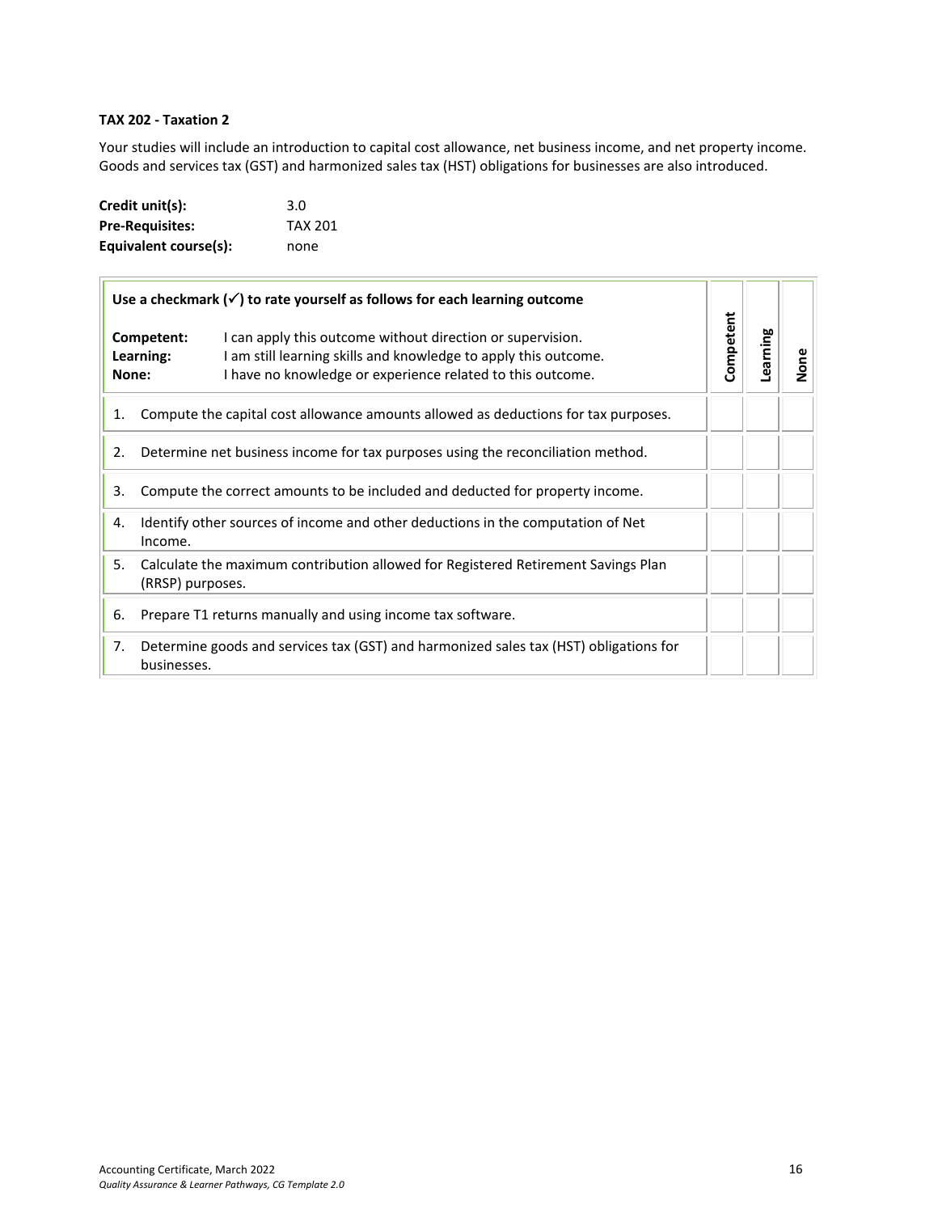**TAX 202 - Taxation 2**

Your studies will include an introduction to capital cost allowance, net business income, and net property income. Goods and services tax (GST) and harmonized sales tax (HST) obligations for businesses are also introduced.

| | |
|---|---|
| **Credit unit(s):** | 3.0 |
| **Pre-Requisites:** | TAX 201 |
| **Equivalent course(s):** | none |

| **Use a checkmark (✓) to rate yourself as follows for each learning outcome**<br><br>**Competent:** I can apply this outcome without direction or supervision.<br>**Learning:** I am still learning skills and knowledge to apply this outcome.<br>**None:** I have no knowledge or experience related to this outcome. | Competent | Learning | None |
|---|---|---|---|
| 1. Compute the capital cost allowance amounts allowed as deductions for tax purposes. | | | |
| 2. Determine net business income for tax purposes using the reconciliation method. | | | |
| 3. Compute the correct amounts to be included and deducted for property income. | | | |
| 4. Identify other sources of income and other deductions in the computation of Net Income. | | | |
| 5. Calculate the maximum contribution allowed for Registered Retirement Savings Plan (RRSP) purposes. | | | |
| 6. Prepare T1 returns manually and using income tax software. | | | |
| 7. Determine goods and services tax (GST) and harmonized sales tax (HST) obligations for businesses. | | | |